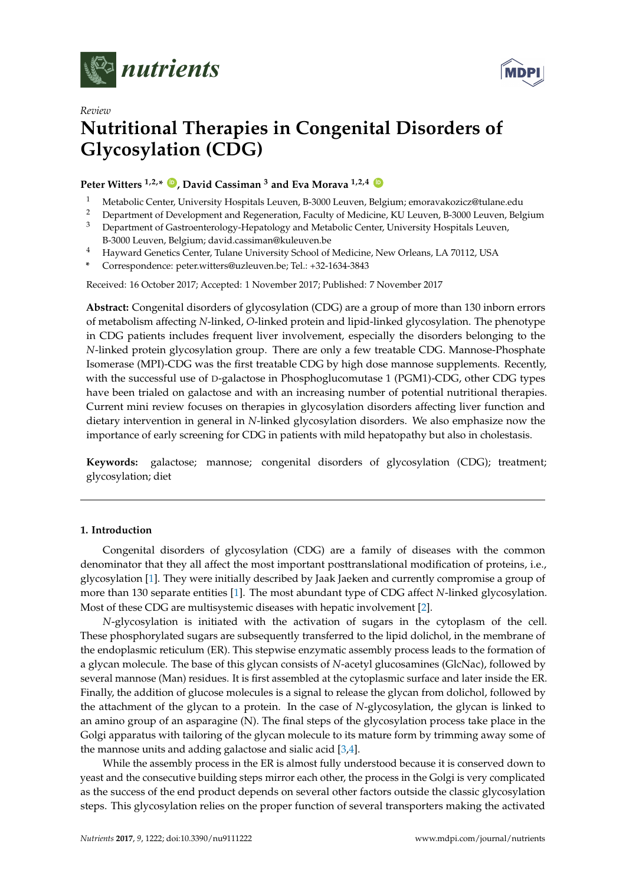*Review*

# Nutritional Therapies in Congenital Disorders of Glycosylation (CDG)

**Peter Witters [1,2,*], David Cassiman [3] and Eva Morava [1,2,4]**

[1] Metabolic Center, University Hospitals Leuven, B-3000 Leuven, Belgium; emoravakozicz@tulane.edu
[2] Department of Development and Regeneration, Faculty of Medicine, KU Leuven, B-3000 Leuven, Belgium
[3] Department of Gastroenterology-Hepatology and Metabolic Center, University Hospitals Leuven, B-3000 Leuven, Belgium; david.cassiman@kuleuven.be
[4] Hayward Genetics Center, Tulane University School of Medicine, New Orleans, LA 70112, USA
* Correspondence: peter.witters@uzleuven.be; Tel.: +32-1634-3843

Received: 16 October 2017; Accepted: 1 November 2017; Published: 7 November 2017

**Abstract:** Congenital disorders of glycosylation (CDG) are a group of more than 130 inborn errors of metabolism affecting *N*-linked, *O*-linked protein and lipid-linked glycosylation. The phenotype in CDG patients includes frequent liver involvement, especially the disorders belonging to the *N*-linked protein glycosylation group. There are only a few treatable CDG. Mannose-Phosphate Isomerase (MPI)-CDG was the first treatable CDG by high dose mannose supplements. Recently, with the successful use of D-galactose in Phosphoglucomutase 1 (PGM1)-CDG, other CDG types have been trialed on galactose and with an increasing number of potential nutritional therapies. Current mini review focuses on therapies in glycosylation disorders affecting liver function and dietary intervention in general in *N*-linked glycosylation disorders. We also emphasize now the importance of early screening for CDG in patients with mild hepatopathy but also in cholestasis.

**Keywords:** galactose; mannose; congenital disorders of glycosylation (CDG); treatment; glycosylation; diet

## 1. Introduction

Congenital disorders of glycosylation (CDG) are a family of diseases with the common denominator that they all affect the most important posttranslational modification of proteins, i.e., glycosylation [1]. They were initially described by Jaak Jaeken and currently compromise a group of more than 130 separate entities [1]. The most abundant type of CDG affect *N*-linked glycosylation. Most of these CDG are multisystemic diseases with hepatic involvement [2].

*N*-glycosylation is initiated with the activation of sugars in the cytoplasm of the cell. These phosphorylated sugars are subsequently transferred to the lipid dolichol, in the membrane of the endoplasmic reticulum (ER). This stepwise enzymatic assembly process leads to the formation of a glycan molecule. The base of this glycan consists of *N*-acetyl glucosamines (GlcNac), followed by several mannose (Man) residues. It is first assembled at the cytoplasmic surface and later inside the ER. Finally, the addition of glucose molecules is a signal to release the glycan from dolichol, followed by the attachment of the glycan to a protein. In the case of *N*-glycosylation, the glycan is linked to an amino group of an asparagine (N). The final steps of the glycosylation process take place in the Golgi apparatus with tailoring of the glycan molecule to its mature form by trimming away some of the mannose units and adding galactose and sialic acid [3,4].

While the assembly process in the ER is almost fully understood because it is conserved down to yeast and the consecutive building steps mirror each other, the process in the Golgi is very complicated as the success of the end product depends on several other factors outside the classic glycosylation steps. This glycosylation relies on the proper function of several transporters making the activated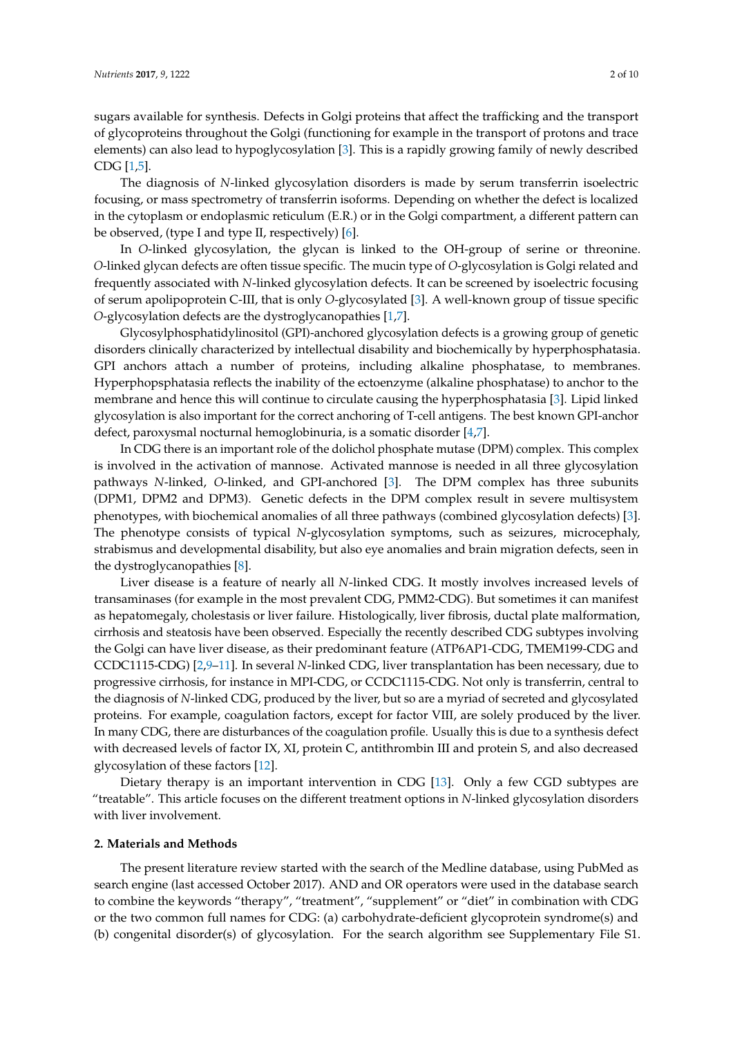sugars available for synthesis. Defects in Golgi proteins that affect the trafficking and the transport of glycoproteins throughout the Golgi (functioning for example in the transport of protons and trace elements) can also lead to hypoglycosylation [3]. This is a rapidly growing family of newly described CDG [1,5].

The diagnosis of *N*-linked glycosylation disorders is made by serum transferrin isoelectric focusing, or mass spectrometry of transferrin isoforms. Depending on whether the defect is localized in the cytoplasm or endoplasmic reticulum (E.R.) or in the Golgi compartment, a different pattern can be observed, (type I and type II, respectively) [6].

In *O*-linked glycosylation, the glycan is linked to the OH-group of serine or threonine. *O*-linked glycan defects are often tissue specific. The mucin type of *O*-glycosylation is Golgi related and frequently associated with *N*-linked glycosylation defects. It can be screened by isoelectric focusing of serum apolipoprotein C-III, that is only *O*-glycosylated [3]. A well-known group of tissue specific *O*-glycosylation defects are the dystroglycanopathies [1,7].

Glycosylphosphatidylinositol (GPI)-anchored glycosylation defects is a growing group of genetic disorders clinically characterized by intellectual disability and biochemically by hyperphosphatasia. GPI anchors attach a number of proteins, including alkaline phosphatase, to membranes. Hyperphopsphatasia reflects the inability of the ectoenzyme (alkaline phosphatase) to anchor to the membrane and hence this will continue to circulate causing the hyperphosphatasia [3]. Lipid linked glycosylation is also important for the correct anchoring of T-cell antigens. The best known GPI-anchor defect, paroxysmal nocturnal hemoglobinuria, is a somatic disorder [4,7].

In CDG there is an important role of the dolichol phosphate mutase (DPM) complex. This complex is involved in the activation of mannose. Activated mannose is needed in all three glycosylation pathways *N*-linked, *O*-linked, and GPI-anchored [3]. The DPM complex has three subunits (DPM1, DPM2 and DPM3). Genetic defects in the DPM complex result in severe multisystem phenotypes, with biochemical anomalies of all three pathways (combined glycosylation defects) [3]. The phenotype consists of typical *N*-glycosylation symptoms, such as seizures, microcephaly, strabismus and developmental disability, but also eye anomalies and brain migration defects, seen in the dystroglycanopathies [8].

Liver disease is a feature of nearly all *N*-linked CDG. It mostly involves increased levels of transaminases (for example in the most prevalent CDG, PMM2-CDG). But sometimes it can manifest as hepatomegaly, cholestasis or liver failure. Histologically, liver fibrosis, ductal plate malformation, cirrhosis and steatosis have been observed. Especially the recently described CDG subtypes involving the Golgi can have liver disease, as their predominant feature (ATP6AP1-CDG, TMEM199-CDG and CCDC1115-CDG) [2,9–11]. In several *N*-linked CDG, liver transplantation has been necessary, due to progressive cirrhosis, for instance in MPI-CDG, or CCDC1115-CDG. Not only is transferrin, central to the diagnosis of *N*-linked CDG, produced by the liver, but so are a myriad of secreted and glycosylated proteins. For example, coagulation factors, except for factor VIII, are solely produced by the liver. In many CDG, there are disturbances of the coagulation profile. Usually this is due to a synthesis defect with decreased levels of factor IX, XI, protein C, antithrombin III and protein S, and also decreased glycosylation of these factors [12].

Dietary therapy is an important intervention in CDG [13]. Only a few CGD subtypes are "treatable". This article focuses on the different treatment options in *N*-linked glycosylation disorders with liver involvement.

## 2. Materials and Methods

The present literature review started with the search of the Medline database, using PubMed as search engine (last accessed October 2017). AND and OR operators were used in the database search to combine the keywords "therapy", "treatment", "supplement" or "diet" in combination with CDG or the two common full names for CDG: (a) carbohydrate-deficient glycoprotein syndrome(s) and (b) congenital disorder(s) of glycosylation. For the search algorithm see Supplementary File S1.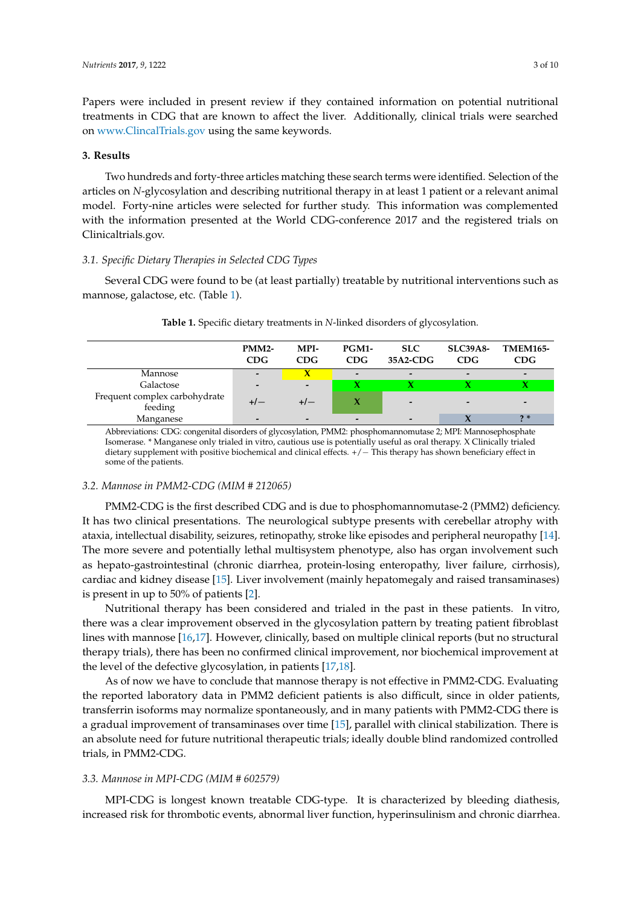Papers were included in present review if they contained information on potential nutritional treatments in CDG that are known to affect the liver. Additionally, clinical trials were searched on www.ClincalTrials.gov using the same keywords.

## 3. Results

Two hundreds and forty-three articles matching these search terms were identified. Selection of the articles on *N*-glycosylation and describing nutritional therapy in at least 1 patient or a relevant animal model. Forty-nine articles were selected for further study. This information was complemented with the information presented at the World CDG-conference 2017 and the registered trials on Clinicaltrials.gov.

### 3.1. Specific Dietary Therapies in Selected CDG Types

Several CDG were found to be (at least partially) treatable by nutritional interventions such as mannose, galactose, etc. (Table 1).

**Table 1.** Specific dietary treatments in *N*-linked disorders of glycosylation.

| | PMM2-CDG | MPI-CDG | PGM1-CDG | SLC 35A2-CDG | SLC39A8-CDG | TMEM165-CDG |
|---|---|---|---|---|---|---|
| Mannose | - | X | - | - | - | - |
| Galactose | - | - | X | X | X | X |
| Frequent complex carbohydrate feeding | +/− | +/− | X | - | - | - |
| Manganese | - | - | - | - | X | ? * |

Abbreviations: CDG: congenital disorders of glycosylation, PMM2: phosphomannomutase 2; MPI: Mannosephosphate Isomerase. * Manganese only trialed in vitro, cautious use is potentially useful as oral therapy. X Clinically trialed dietary supplement with positive biochemical and clinical effects. +/− This therapy has shown beneficiary effect in some of the patients.

### 3.2. Mannose in PMM2-CDG (MIM # 212065)

PMM2-CDG is the first described CDG and is due to phosphomannomutase-2 (PMM2) deficiency. It has two clinical presentations. The neurological subtype presents with cerebellar atrophy with ataxia, intellectual disability, seizures, retinopathy, stroke like episodes and peripheral neuropathy [14]. The more severe and potentially lethal multisystem phenotype, also has organ involvement such as hepato-gastrointestinal (chronic diarrhea, protein-losing enteropathy, liver failure, cirrhosis), cardiac and kidney disease [15]. Liver involvement (mainly hepatomegaly and raised transaminases) is present in up to 50% of patients [2].

Nutritional therapy has been considered and trialed in the past in these patients. In vitro, there was a clear improvement observed in the glycosylation pattern by treating patient fibroblast lines with mannose [16,17]. However, clinically, based on multiple clinical reports (but no structural therapy trials), there has been no confirmed clinical improvement, nor biochemical improvement at the level of the defective glycosylation, in patients [17,18].

As of now we have to conclude that mannose therapy is not effective in PMM2-CDG. Evaluating the reported laboratory data in PMM2 deficient patients is also difficult, since in older patients, transferrin isoforms may normalize spontaneously, and in many patients with PMM2-CDG there is a gradual improvement of transaminases over time [15], parallel with clinical stabilization. There is an absolute need for future nutritional therapeutic trials; ideally double blind randomized controlled trials, in PMM2-CDG.

### 3.3. Mannose in MPI-CDG (MIM # 602579)

MPI-CDG is longest known treatable CDG-type. It is characterized by bleeding diathesis, increased risk for thrombotic events, abnormal liver function, hyperinsulinism and chronic diarrhea.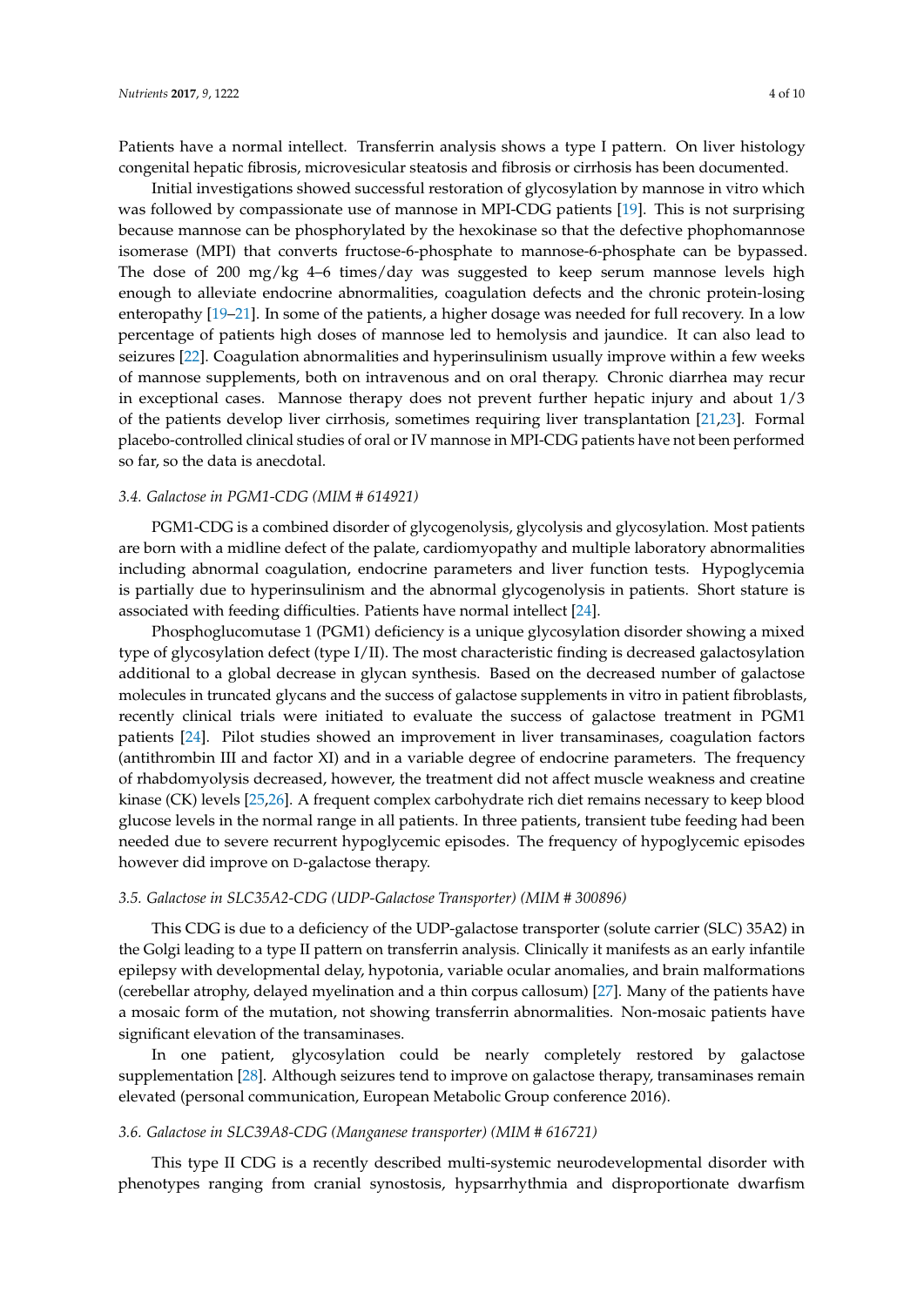Patients have a normal intellect. Transferrin analysis shows a type I pattern. On liver histology congenital hepatic fibrosis, microvesicular steatosis and fibrosis or cirrhosis has been documented.

Initial investigations showed successful restoration of glycosylation by mannose in vitro which was followed by compassionate use of mannose in MPI-CDG patients [19]. This is not surprising because mannose can be phosphorylated by the hexokinase so that the defective phophomannose isomerase (MPI) that converts fructose-6-phosphate to mannose-6-phosphate can be bypassed. The dose of 200 mg/kg 4–6 times/day was suggested to keep serum mannose levels high enough to alleviate endocrine abnormalities, coagulation defects and the chronic protein-losing enteropathy [19–21]. In some of the patients, a higher dosage was needed for full recovery. In a low percentage of patients high doses of mannose led to hemolysis and jaundice. It can also lead to seizures [22]. Coagulation abnormalities and hyperinsulinism usually improve within a few weeks of mannose supplements, both on intravenous and on oral therapy. Chronic diarrhea may recur in exceptional cases. Mannose therapy does not prevent further hepatic injury and about 1/3 of the patients develop liver cirrhosis, sometimes requiring liver transplantation [21,23]. Formal placebo-controlled clinical studies of oral or IV mannose in MPI-CDG patients have not been performed so far, so the data is anecdotal.

### *3.4. Galactose in PGM1-CDG (MIM # 614921)*

PGM1-CDG is a combined disorder of glycogenolysis, glycolysis and glycosylation. Most patients are born with a midline defect of the palate, cardiomyopathy and multiple laboratory abnormalities including abnormal coagulation, endocrine parameters and liver function tests. Hypoglycemia is partially due to hyperinsulinism and the abnormal glycogenolysis in patients. Short stature is associated with feeding difficulties. Patients have normal intellect [24].

Phosphoglucomutase 1 (PGM1) deficiency is a unique glycosylation disorder showing a mixed type of glycosylation defect (type I/II). The most characteristic finding is decreased galactosylation additional to a global decrease in glycan synthesis. Based on the decreased number of galactose molecules in truncated glycans and the success of galactose supplements in vitro in patient fibroblasts, recently clinical trials were initiated to evaluate the success of galactose treatment in PGM1 patients [24]. Pilot studies showed an improvement in liver transaminases, coagulation factors (antithrombin III and factor XI) and in a variable degree of endocrine parameters. The frequency of rhabdomyolysis decreased, however, the treatment did not affect muscle weakness and creatine kinase (CK) levels [25,26]. A frequent complex carbohydrate rich diet remains necessary to keep blood glucose levels in the normal range in all patients. In three patients, transient tube feeding had been needed due to severe recurrent hypoglycemic episodes. The frequency of hypoglycemic episodes however did improve on D-galactose therapy.

### *3.5. Galactose in SLC35A2-CDG (UDP-Galactose Transporter) (MIM # 300896)*

This CDG is due to a deficiency of the UDP-galactose transporter (solute carrier (SLC) 35A2) in the Golgi leading to a type II pattern on transferrin analysis. Clinically it manifests as an early infantile epilepsy with developmental delay, hypotonia, variable ocular anomalies, and brain malformations (cerebellar atrophy, delayed myelination and a thin corpus callosum) [27]. Many of the patients have a mosaic form of the mutation, not showing transferrin abnormalities. Non-mosaic patients have significant elevation of the transaminases.

In one patient, glycosylation could be nearly completely restored by galactose supplementation [28]. Although seizures tend to improve on galactose therapy, transaminases remain elevated (personal communication, European Metabolic Group conference 2016).

### *3.6. Galactose in SLC39A8-CDG (Manganese transporter) (MIM # 616721)*

This type II CDG is a recently described multi-systemic neurodevelopmental disorder with phenotypes ranging from cranial synostosis, hypsarrhythmia and disproportionate dwarfism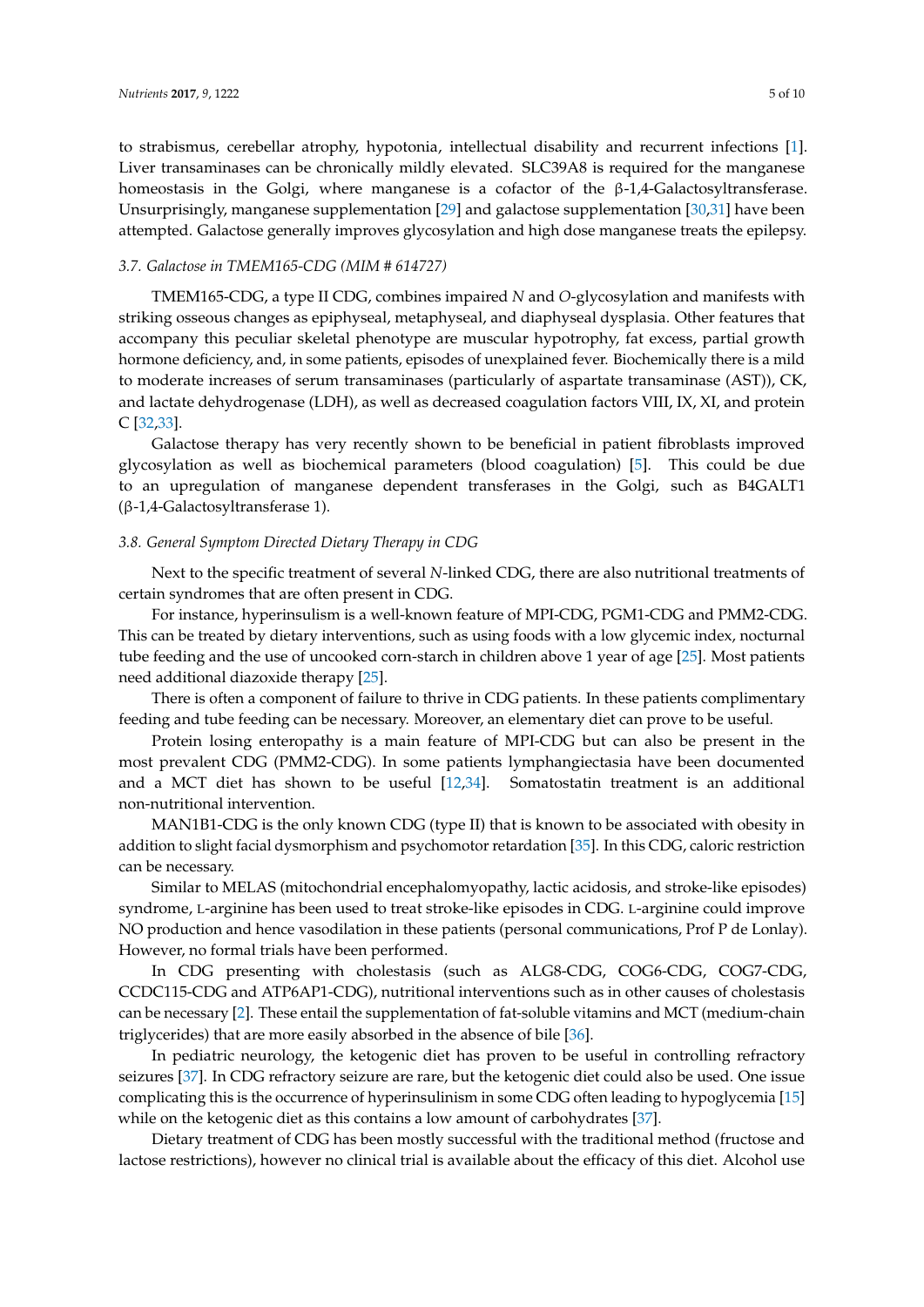to strabismus, cerebellar atrophy, hypotonia, intellectual disability and recurrent infections [1]. Liver transaminases can be chronically mildly elevated. SLC39A8 is required for the manganese homeostasis in the Golgi, where manganese is a cofactor of the β-1,4-Galactosyltransferase. Unsurprisingly, manganese supplementation [29] and galactose supplementation [30,31] have been attempted. Galactose generally improves glycosylation and high dose manganese treats the epilepsy.

### 3.7. Galactose in TMEM165-CDG (MIM # 614727)

TMEM165-CDG, a type II CDG, combines impaired *N* and *O*-glycosylation and manifests with striking osseous changes as epiphyseal, metaphyseal, and diaphyseal dysplasia. Other features that accompany this peculiar skeletal phenotype are muscular hypotrophy, fat excess, partial growth hormone deficiency, and, in some patients, episodes of unexplained fever. Biochemically there is a mild to moderate increases of serum transaminases (particularly of aspartate transaminase (AST)), CK, and lactate dehydrogenase (LDH), as well as decreased coagulation factors VIII, IX, XI, and protein C [32,33].

Galactose therapy has very recently shown to be beneficial in patient fibroblasts improved glycosylation as well as biochemical parameters (blood coagulation) [5]. This could be due to an upregulation of manganese dependent transferases in the Golgi, such as B4GALT1 (β-1,4-Galactosyltransferase 1).

### 3.8. General Symptom Directed Dietary Therapy in CDG

Next to the specific treatment of several *N*-linked CDG, there are also nutritional treatments of certain syndromes that are often present in CDG.

For instance, hyperinsulism is a well-known feature of MPI-CDG, PGM1-CDG and PMM2-CDG. This can be treated by dietary interventions, such as using foods with a low glycemic index, nocturnal tube feeding and the use of uncooked corn-starch in children above 1 year of age [25]. Most patients need additional diazoxide therapy [25].

There is often a component of failure to thrive in CDG patients. In these patients complimentary feeding and tube feeding can be necessary. Moreover, an elementary diet can prove to be useful.

Protein losing enteropathy is a main feature of MPI-CDG but can also be present in the most prevalent CDG (PMM2-CDG). In some patients lymphangiectasia have been documented and a MCT diet has shown to be useful [12,34]. Somatostatin treatment is an additional non-nutritional intervention.

MAN1B1-CDG is the only known CDG (type II) that is known to be associated with obesity in addition to slight facial dysmorphism and psychomotor retardation [35]. In this CDG, caloric restriction can be necessary.

Similar to MELAS (mitochondrial encephalomyopathy, lactic acidosis, and stroke-like episodes) syndrome, L-arginine has been used to treat stroke-like episodes in CDG. L-arginine could improve NO production and hence vasodilation in these patients (personal communications, Prof P de Lonlay). However, no formal trials have been performed.

In CDG presenting with cholestasis (such as ALG8-CDG, COG6-CDG, COG7-CDG, CCDC115-CDG and ATP6AP1-CDG), nutritional interventions such as in other causes of cholestasis can be necessary [2]. These entail the supplementation of fat-soluble vitamins and MCT (medium-chain triglycerides) that are more easily absorbed in the absence of bile [36].

In pediatric neurology, the ketogenic diet has proven to be useful in controlling refractory seizures [37]. In CDG refractory seizure are rare, but the ketogenic diet could also be used. One issue complicating this is the occurrence of hyperinsulinism in some CDG often leading to hypoglycemia [15] while on the ketogenic diet as this contains a low amount of carbohydrates [37].

Dietary treatment of CDG has been mostly successful with the traditional method (fructose and lactose restrictions), however no clinical trial is available about the efficacy of this diet. Alcohol use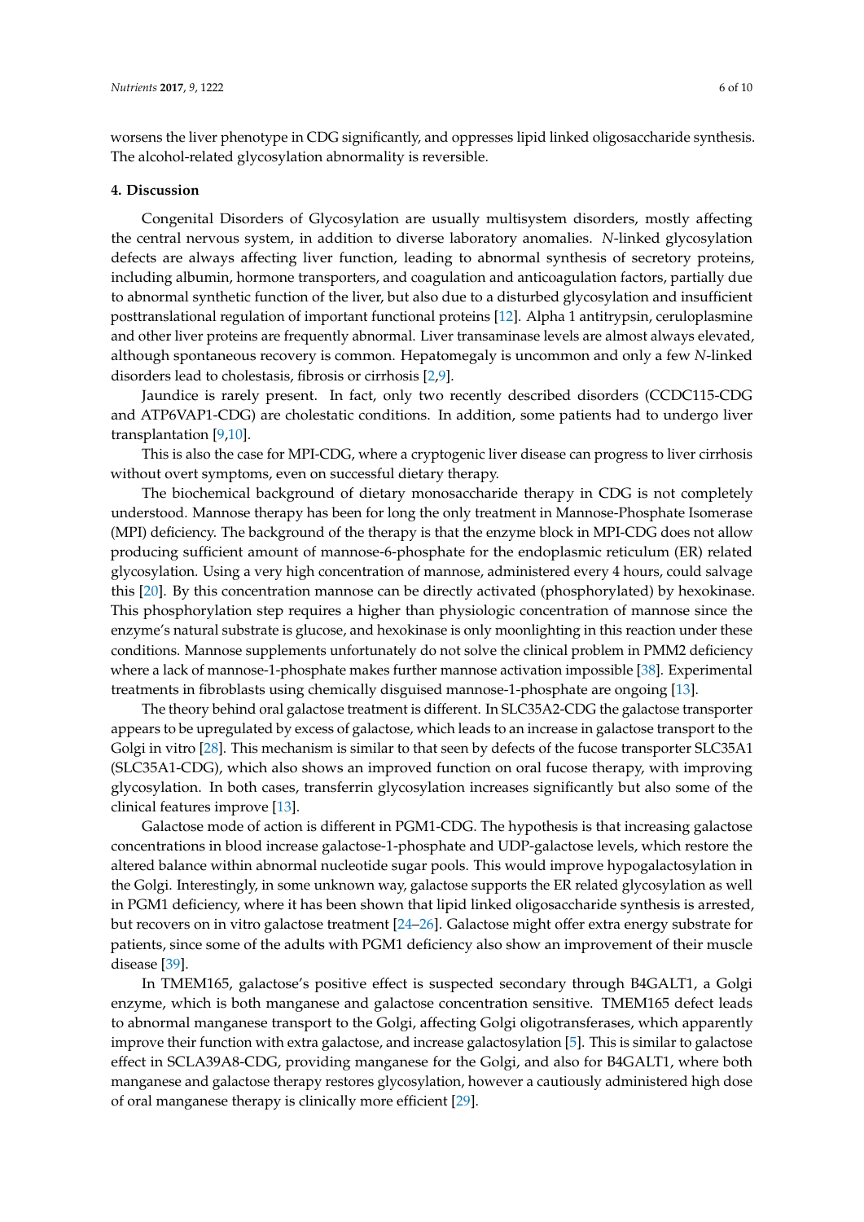worsens the liver phenotype in CDG significantly, and oppresses lipid linked oligosaccharide synthesis. The alcohol-related glycosylation abnormality is reversible.

## 4. Discussion

Congenital Disorders of Glycosylation are usually multisystem disorders, mostly affecting the central nervous system, in addition to diverse laboratory anomalies. *N*-linked glycosylation defects are always affecting liver function, leading to abnormal synthesis of secretory proteins, including albumin, hormone transporters, and coagulation and anticoagulation factors, partially due to abnormal synthetic function of the liver, but also due to a disturbed glycosylation and insufficient posttranslational regulation of important functional proteins [12]. Alpha 1 antitrypsin, ceruloplasmine and other liver proteins are frequently abnormal. Liver transaminase levels are almost always elevated, although spontaneous recovery is common. Hepatomegaly is uncommon and only a few *N*-linked disorders lead to cholestasis, fibrosis or cirrhosis [2,9].

Jaundice is rarely present. In fact, only two recently described disorders (CCDC115-CDG and ATP6VAP1-CDG) are cholestatic conditions. In addition, some patients had to undergo liver transplantation [9,10].

This is also the case for MPI-CDG, where a cryptogenic liver disease can progress to liver cirrhosis without overt symptoms, even on successful dietary therapy.

The biochemical background of dietary monosaccharide therapy in CDG is not completely understood. Mannose therapy has been for long the only treatment in Mannose-Phosphate Isomerase (MPI) deficiency. The background of the therapy is that the enzyme block in MPI-CDG does not allow producing sufficient amount of mannose-6-phosphate for the endoplasmic reticulum (ER) related glycosylation. Using a very high concentration of mannose, administered every 4 hours, could salvage this [20]. By this concentration mannose can be directly activated (phosphorylated) by hexokinase. This phosphorylation step requires a higher than physiologic concentration of mannose since the enzyme's natural substrate is glucose, and hexokinase is only moonlighting in this reaction under these conditions. Mannose supplements unfortunately do not solve the clinical problem in PMM2 deficiency where a lack of mannose-1-phosphate makes further mannose activation impossible [38]. Experimental treatments in fibroblasts using chemically disguised mannose-1-phosphate are ongoing [13].

The theory behind oral galactose treatment is different. In SLC35A2-CDG the galactose transporter appears to be upregulated by excess of galactose, which leads to an increase in galactose transport to the Golgi in vitro [28]. This mechanism is similar to that seen by defects of the fucose transporter SLC35A1 (SLC35A1-CDG), which also shows an improved function on oral fucose therapy, with improving glycosylation. In both cases, transferrin glycosylation increases significantly but also some of the clinical features improve [13].

Galactose mode of action is different in PGM1-CDG. The hypothesis is that increasing galactose concentrations in blood increase galactose-1-phosphate and UDP-galactose levels, which restore the altered balance within abnormal nucleotide sugar pools. This would improve hypogalactosylation in the Golgi. Interestingly, in some unknown way, galactose supports the ER related glycosylation as well in PGM1 deficiency, where it has been shown that lipid linked oligosaccharide synthesis is arrested, but recovers on in vitro galactose treatment [24–26]. Galactose might offer extra energy substrate for patients, since some of the adults with PGM1 deficiency also show an improvement of their muscle disease [39].

In TMEM165, galactose's positive effect is suspected secondary through B4GALT1, a Golgi enzyme, which is both manganese and galactose concentration sensitive. TMEM165 defect leads to abnormal manganese transport to the Golgi, affecting Golgi oligotransferases, which apparently improve their function with extra galactose, and increase galactosylation [5]. This is similar to galactose effect in SCLA39A8-CDG, providing manganese for the Golgi, and also for B4GALT1, where both manganese and galactose therapy restores glycosylation, however a cautiously administered high dose of oral manganese therapy is clinically more efficient [29].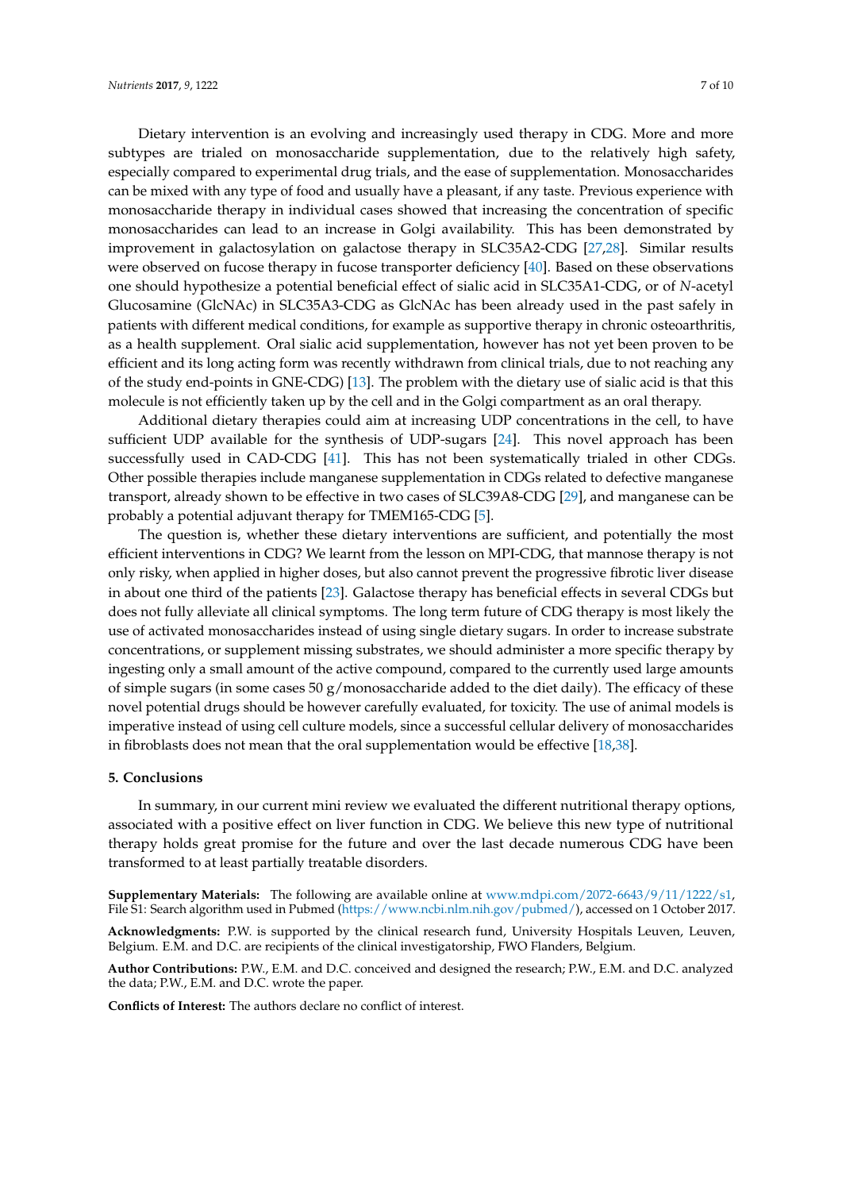Dietary intervention is an evolving and increasingly used therapy in CDG. More and more subtypes are trialed on monosaccharide supplementation, due to the relatively high safety, especially compared to experimental drug trials, and the ease of supplementation. Monosaccharides can be mixed with any type of food and usually have a pleasant, if any taste. Previous experience with monosaccharide therapy in individual cases showed that increasing the concentration of specific monosaccharides can lead to an increase in Golgi availability. This has been demonstrated by improvement in galactosylation on galactose therapy in SLC35A2-CDG [27,28]. Similar results were observed on fucose therapy in fucose transporter deficiency [40]. Based on these observations one should hypothesize a potential beneficial effect of sialic acid in SLC35A1-CDG, or of *N*-acetyl Glucosamine (GlcNAc) in SLC35A3-CDG as GlcNAc has been already used in the past safely in patients with different medical conditions, for example as supportive therapy in chronic osteoarthritis, as a health supplement. Oral sialic acid supplementation, however has not yet been proven to be efficient and its long acting form was recently withdrawn from clinical trials, due to not reaching any of the study end-points in GNE-CDG) [13]. The problem with the dietary use of sialic acid is that this molecule is not efficiently taken up by the cell and in the Golgi compartment as an oral therapy.

Additional dietary therapies could aim at increasing UDP concentrations in the cell, to have sufficient UDP available for the synthesis of UDP-sugars [24]. This novel approach has been successfully used in CAD-CDG [41]. This has not been systematically trialed in other CDGs. Other possible therapies include manganese supplementation in CDGs related to defective manganese transport, already shown to be effective in two cases of SLC39A8-CDG [29], and manganese can be probably a potential adjuvant therapy for TMEM165-CDG [5].

The question is, whether these dietary interventions are sufficient, and potentially the most efficient interventions in CDG? We learnt from the lesson on MPI-CDG, that mannose therapy is not only risky, when applied in higher doses, but also cannot prevent the progressive fibrotic liver disease in about one third of the patients [23]. Galactose therapy has beneficial effects in several CDGs but does not fully alleviate all clinical symptoms. The long term future of CDG therapy is most likely the use of activated monosaccharides instead of using single dietary sugars. In order to increase substrate concentrations, or supplement missing substrates, we should administer a more specific therapy by ingesting only a small amount of the active compound, compared to the currently used large amounts of simple sugars (in some cases 50 g/monosaccharide added to the diet daily). The efficacy of these novel potential drugs should be however carefully evaluated, for toxicity. The use of animal models is imperative instead of using cell culture models, since a successful cellular delivery of monosaccharides in fibroblasts does not mean that the oral supplementation would be effective [18,38].

## 5. Conclusions

In summary, in our current mini review we evaluated the different nutritional therapy options, associated with a positive effect on liver function in CDG. We believe this new type of nutritional therapy holds great promise for the future and over the last decade numerous CDG have been transformed to at least partially treatable disorders.

**Supplementary Materials:** The following are available online at www.mdpi.com/2072-6643/9/11/1222/s1, File S1: Search algorithm used in Pubmed (https://www.ncbi.nlm.nih.gov/pubmed/), accessed on 1 October 2017.

**Acknowledgments:** P.W. is supported by the clinical research fund, University Hospitals Leuven, Leuven, Belgium. E.M. and D.C. are recipients of the clinical investigatorship, FWO Flanders, Belgium.

**Author Contributions:** P.W., E.M. and D.C. conceived and designed the research; P.W., E.M. and D.C. analyzed the data; P.W., E.M. and D.C. wrote the paper.

**Conflicts of Interest:** The authors declare no conflict of interest.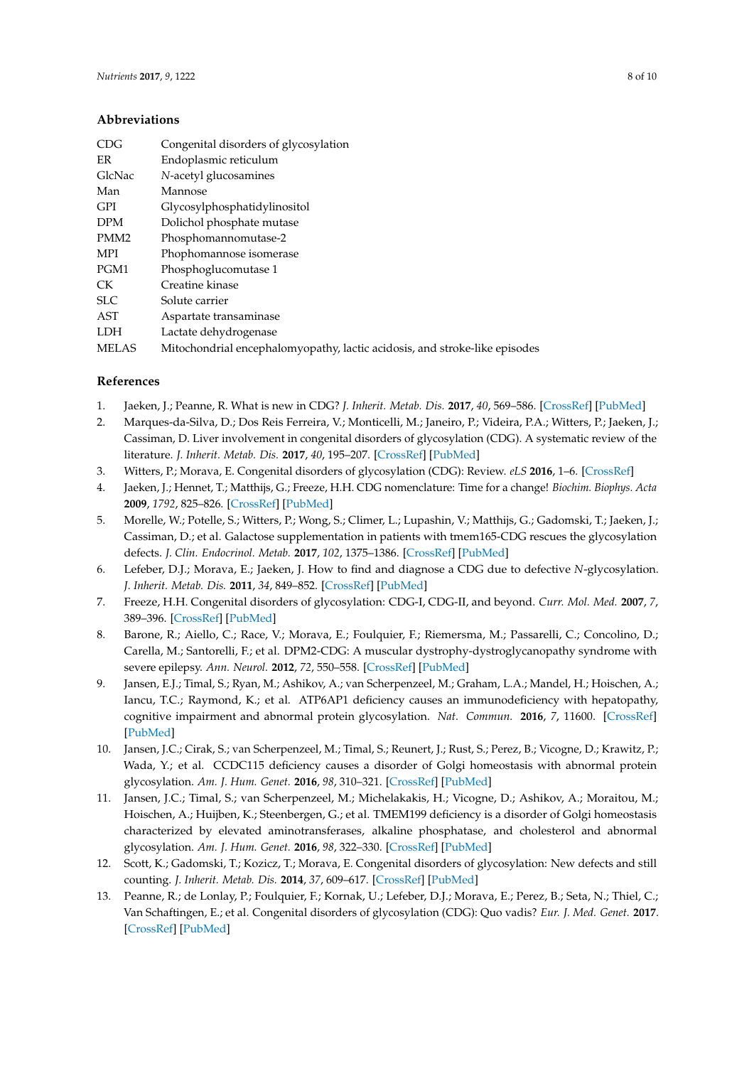## Abbreviations

| | |
|---|---|
| CDG | Congenital disorders of glycosylation |
| ER | Endoplasmic reticulum |
| GlcNac | *N*-acetyl glucosamines |
| Man | Mannose |
| GPI | Glycosylphosphatidylinositol |
| DPM | Dolichol phosphate mutase |
| PMM2 | Phosphomannomutase-2 |
| MPI | Phophomannose isomerase |
| PGM1 | Phosphoglucomutase 1 |
| CK | Creatine kinase |
| SLC | Solute carrier |
| AST | Aspartate transaminase |
| LDH | Lactate dehydrogenase |
| MELAS | Mitochondrial encephalomyopathy, lactic acidosis, and stroke-like episodes |

## References

1. Jaeken, J.; Peanne, R. What is new in CDG? *J. Inherit. Metab. Dis.* **2017**, *40*, 569–586. [CrossRef] [PubMed]
2. Marques-da-Silva, D.; Dos Reis Ferreira, V.; Monticelli, M.; Janeiro, P.; Videira, P.A.; Witters, P.; Jaeken, J.; Cassiman, D. Liver involvement in congenital disorders of glycosylation (CDG). A systematic review of the literature. *J. Inherit. Metab. Dis.* **2017**, *40*, 195–207. [CrossRef] [PubMed]
3. Witters, P.; Morava, E. Congenital disorders of glycosylation (CDG): Review. *eLS* **2016**, 1–6. [CrossRef]
4. Jaeken, J.; Hennet, T.; Matthijs, G.; Freeze, H.H. CDG nomenclature: Time for a change! *Biochim. Biophys. Acta* **2009**, *1792*, 825–826. [CrossRef] [PubMed]
5. Morelle, W.; Potelle, S.; Witters, P.; Wong, S.; Climer, L.; Lupashin, V.; Matthijs, G.; Gadomski, T.; Jaeken, J.; Cassiman, D.; et al. Galactose supplementation in patients with tmem165-CDG rescues the glycosylation defects. *J. Clin. Endocrinol. Metab.* **2017**, *102*, 1375–1386. [CrossRef] [PubMed]
6. Lefeber, D.J.; Morava, E.; Jaeken, J. How to find and diagnose a CDG due to defective *N*-glycosylation. *J. Inherit. Metab. Dis.* **2011**, *34*, 849–852. [CrossRef] [PubMed]
7. Freeze, H.H. Congenital disorders of glycosylation: CDG-I, CDG-II, and beyond. *Curr. Mol. Med.* **2007**, *7*, 389–396. [CrossRef] [PubMed]
8. Barone, R.; Aiello, C.; Race, V.; Morava, E.; Foulquier, F.; Riemersma, M.; Passarelli, C.; Concolino, D.; Carella, M.; Santorelli, F.; et al. DPM2-CDG: A muscular dystrophy-dystroglycanopathy syndrome with severe epilepsy. *Ann. Neurol.* **2012**, *72*, 550–558. [CrossRef] [PubMed]
9. Jansen, E.J.; Timal, S.; Ryan, M.; Ashikov, A.; van Scherpenzeel, M.; Graham, L.A.; Mandel, H.; Hoischen, A.; Iancu, T.C.; Raymond, K.; et al. ATP6AP1 deficiency causes an immunodeficiency with hepatopathy, cognitive impairment and abnormal protein glycosylation. *Nat. Commun.* **2016**, *7*, 11600. [CrossRef] [PubMed]
10. Jansen, J.C.; Cirak, S.; van Scherpenzeel, M.; Timal, S.; Reunert, J.; Rust, S.; Perez, B.; Vicogne, D.; Krawitz, P.; Wada, Y.; et al. CCDC115 deficiency causes a disorder of Golgi homeostasis with abnormal protein glycosylation. *Am. J. Hum. Genet.* **2016**, *98*, 310–321. [CrossRef] [PubMed]
11. Jansen, J.C.; Timal, S.; van Scherpenzeel, M.; Michelakakis, H.; Vicogne, D.; Ashikov, A.; Moraitou, M.; Hoischen, A.; Huijben, K.; Steenbergen, G.; et al. TMEM199 deficiency is a disorder of Golgi homeostasis characterized by elevated aminotransferases, alkaline phosphatase, and cholesterol and abnormal glycosylation. *Am. J. Hum. Genet.* **2016**, *98*, 322–330. [CrossRef] [PubMed]
12. Scott, K.; Gadomski, T.; Kozicz, T.; Morava, E. Congenital disorders of glycosylation: New defects and still counting. *J. Inherit. Metab. Dis.* **2014**, *37*, 609–617. [CrossRef] [PubMed]
13. Peanne, R.; de Lonlay, P.; Foulquier, F.; Kornak, U.; Lefeber, D.J.; Morava, E.; Perez, B.; Seta, N.; Thiel, C.; Van Schaftingen, E.; et al. Congenital disorders of glycosylation (CDG): Quo vadis? *Eur. J. Med. Genet.* **2017**. [CrossRef] [PubMed]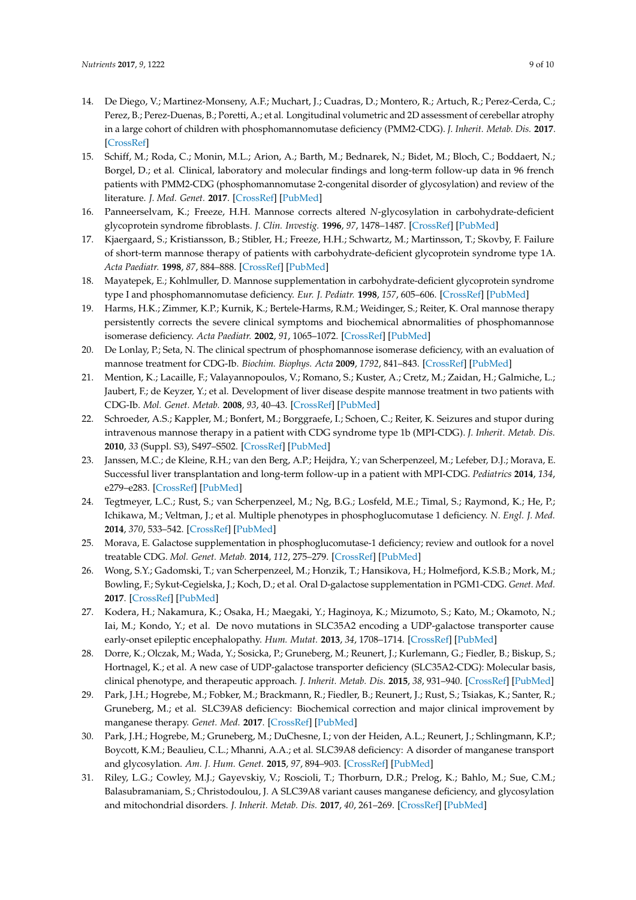14. De Diego, V.; Martinez-Monseny, A.F.; Muchart, J.; Cuadras, D.; Montero, R.; Artuch, R.; Perez-Cerda, C.; Perez, B.; Perez-Duenas, B.; Poretti, A.; et al. Longitudinal volumetric and 2D assessment of cerebellar atrophy in a large cohort of children with phosphomannomutase deficiency (PMM2-CDG). *J. Inherit. Metab. Dis.* **2017**. [CrossRef]
15. Schiff, M.; Roda, C.; Monin, M.L.; Arion, A.; Barth, M.; Bednarek, N.; Bidet, M.; Bloch, C.; Boddaert, N.; Borgel, D.; et al. Clinical, laboratory and molecular findings and long-term follow-up data in 96 french patients with PMM2-CDG (phosphomannomutase 2-congenital disorder of glycosylation) and review of the literature. *J. Med. Genet.* **2017**. [CrossRef] [PubMed]
16. Panneerselvam, K.; Freeze, H.H. Mannose corrects altered *N*-glycosylation in carbohydrate-deficient glycoprotein syndrome fibroblasts. *J. Clin. Investig.* **1996**, *97*, 1478–1487. [CrossRef] [PubMed]
17. Kjaergaard, S.; Kristiansson, B.; Stibler, H.; Freeze, H.H.; Schwartz, M.; Martinsson, T.; Skovby, F. Failure of short-term mannose therapy of patients with carbohydrate-deficient glycoprotein syndrome type 1A. *Acta Paediatr.* **1998**, *87*, 884–888. [CrossRef] [PubMed]
18. Mayatepek, E.; Kohlmuller, D. Mannose supplementation in carbohydrate-deficient glycoprotein syndrome type I and phosphomannomutase deficiency. *Eur. J. Pediatr.* **1998**, *157*, 605–606. [CrossRef] [PubMed]
19. Harms, H.K.; Zimmer, K.P.; Kurnik, K.; Bertele-Harms, R.M.; Weidinger, S.; Reiter, K. Oral mannose therapy persistently corrects the severe clinical symptoms and biochemical abnormalities of phosphomannose isomerase deficiency. *Acta Paediatr.* **2002**, *91*, 1065–1072. [CrossRef] [PubMed]
20. De Lonlay, P.; Seta, N. The clinical spectrum of phosphomannose isomerase deficiency, with an evaluation of mannose treatment for CDG-Ib. *Biochim. Biophys. Acta* **2009**, *1792*, 841–843. [CrossRef] [PubMed]
21. Mention, K.; Lacaille, F.; Valayannopoulos, V.; Romano, S.; Kuster, A.; Cretz, M.; Zaidan, H.; Galmiche, L.; Jaubert, F.; de Keyzer, Y.; et al. Development of liver disease despite mannose treatment in two patients with CDG-Ib. *Mol. Genet. Metab.* **2008**, *93*, 40–43. [CrossRef] [PubMed]
22. Schroeder, A.S.; Kappler, M.; Bonfert, M.; Borggraefe, I.; Schoen, C.; Reiter, K. Seizures and stupor during intravenous mannose therapy in a patient with CDG syndrome type 1b (MPI-CDG). *J. Inherit. Metab. Dis.* **2010**, *33* (Suppl. S3), S497–S502. [CrossRef] [PubMed]
23. Janssen, M.C.; de Kleine, R.H.; van den Berg, A.P.; Heijdra, Y.; van Scherpenzeel, M.; Lefeber, D.J.; Morava, E. Successful liver transplantation and long-term follow-up in a patient with MPI-CDG. *Pediatrics* **2014**, *134*, e279–e283. [CrossRef] [PubMed]
24. Tegtmeyer, L.C.; Rust, S.; van Scherpenzeel, M.; Ng, B.G.; Losfeld, M.E.; Timal, S.; Raymond, K.; He, P.; Ichikawa, M.; Veltman, J.; et al. Multiple phenotypes in phosphoglucomutase 1 deficiency. *N. Engl. J. Med.* **2014**, *370*, 533–542. [CrossRef] [PubMed]
25. Morava, E. Galactose supplementation in phosphoglucomutase-1 deficiency; review and outlook for a novel treatable CDG. *Mol. Genet. Metab.* **2014**, *112*, 275–279. [CrossRef] [PubMed]
26. Wong, S.Y.; Gadomski, T.; van Scherpenzeel, M.; Honzik, T.; Hansikova, H.; Holmefjord, K.S.B.; Mork, M.; Bowling, F.; Sykut-Cegielska, J.; Koch, D.; et al. Oral D-galactose supplementation in PGM1-CDG. *Genet. Med.* **2017**. [CrossRef] [PubMed]
27. Kodera, H.; Nakamura, K.; Osaka, H.; Maegaki, Y.; Haginoya, K.; Mizumoto, S.; Kato, M.; Okamoto, N.; Iai, M.; Kondo, Y.; et al. De novo mutations in SLC35A2 encoding a UDP-galactose transporter cause early-onset epileptic encephalopathy. *Hum. Mutat.* **2013**, *34*, 1708–1714. [CrossRef] [PubMed]
28. Dorre, K.; Olczak, M.; Wada, Y.; Sosicka, P.; Gruneberg, M.; Reunert, J.; Kurlemann, G.; Fiedler, B.; Biskup, S.; Hortnagel, K.; et al. A new case of UDP-galactose transporter deficiency (SLC35A2-CDG): Molecular basis, clinical phenotype, and therapeutic approach. *J. Inherit. Metab. Dis.* **2015**, *38*, 931–940. [CrossRef] [PubMed]
29. Park, J.H.; Hogrebe, M.; Fobker, M.; Brackmann, R.; Fiedler, B.; Reunert, J.; Rust, S.; Tsiakas, K.; Santer, R.; Gruneberg, M.; et al. SLC39A8 deficiency: Biochemical correction and major clinical improvement by manganese therapy. *Genet. Med.* **2017**. [CrossRef] [PubMed]
30. Park, J.H.; Hogrebe, M.; Gruneberg, M.; DuChesne, I.; von der Heiden, A.L.; Reunert, J.; Schlingmann, K.P.; Boycott, K.M.; Beaulieu, C.L.; Mhanni, A.A.; et al. SLC39A8 deficiency: A disorder of manganese transport and glycosylation. *Am. J. Hum. Genet.* **2015**, *97*, 894–903. [CrossRef] [PubMed]
31. Riley, L.G.; Cowley, M.J.; Gayevskiy, V.; Roscioli, T.; Thorburn, D.R.; Prelog, K.; Bahlo, M.; Sue, C.M.; Balasubramaniam, S.; Christodoulou, J. A SLC39A8 variant causes manganese deficiency, and glycosylation and mitochondrial disorders. *J. Inherit. Metab. Dis.* **2017**, *40*, 261–269. [CrossRef] [PubMed]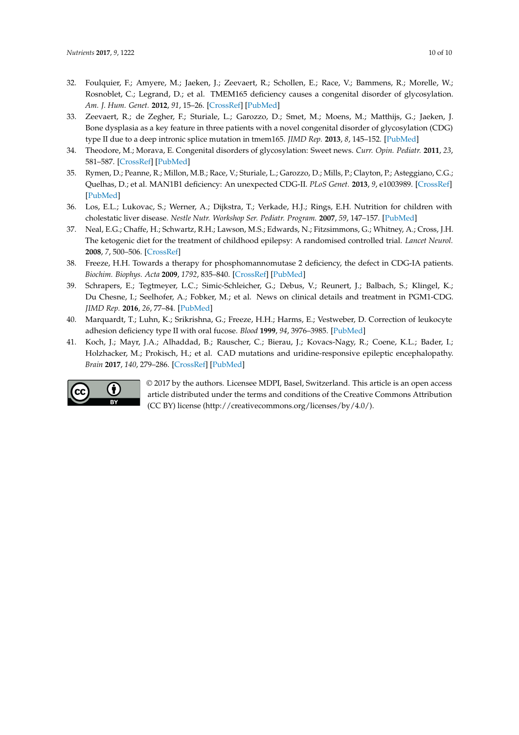32. Foulquier, F.; Amyere, M.; Jaeken, J.; Zeevaert, R.; Schollen, E.; Race, V.; Bammens, R.; Morelle, W.; Rosnoblet, C.; Legrand, D.; et al. TMEM165 deficiency causes a congenital disorder of glycosylation. *Am. J. Hum. Genet.* **2012**, *91*, 15–26. [CrossRef] [PubMed]
33. Zeevaert, R.; de Zegher, F.; Sturiale, L.; Garozzo, D.; Smet, M.; Moens, M.; Matthijs, G.; Jaeken, J. Bone dysplasia as a key feature in three patients with a novel congenital disorder of glycosylation (CDG) type II due to a deep intronic splice mutation in tmem165. *JIMD Rep.* **2013**, *8*, 145–152. [PubMed]
34. Theodore, M.; Morava, E. Congenital disorders of glycosylation: Sweet news. *Curr. Opin. Pediatr.* **2011**, *23*, 581–587. [CrossRef] [PubMed]
35. Rymen, D.; Peanne, R.; Millon, M.B.; Race, V.; Sturiale, L.; Garozzo, D.; Mills, P.; Clayton, P.; Asteggiano, C.G.; Quelhas, D.; et al. MAN1B1 deficiency: An unexpected CDG-II. *PLoS Genet.* **2013**, *9*, e1003989. [CrossRef] [PubMed]
36. Los, E.L.; Lukovac, S.; Werner, A.; Dijkstra, T.; Verkade, H.J.; Rings, E.H. Nutrition for children with cholestatic liver disease. *Nestle Nutr. Workshop Ser. Pediatr. Program.* **2007**, *59*, 147–157. [PubMed]
37. Neal, E.G.; Chaffe, H.; Schwartz, R.H.; Lawson, M.S.; Edwards, N.; Fitzsimmons, G.; Whitney, A.; Cross, J.H. The ketogenic diet for the treatment of childhood epilepsy: A randomised controlled trial. *Lancet Neurol.* **2008**, *7*, 500–506. [CrossRef]
38. Freeze, H.H. Towards a therapy for phosphomannomutase 2 deficiency, the defect in CDG-IA patients. *Biochim. Biophys. Acta* **2009**, *1792*, 835–840. [CrossRef] [PubMed]
39. Schrapers, E.; Tegtmeyer, L.C.; Simic-Schleicher, G.; Debus, V.; Reunert, J.; Balbach, S.; Klingel, K.; Du Chesne, I.; Seelhofer, A.; Fobker, M.; et al. News on clinical details and treatment in PGM1-CDG. *JIMD Rep.* **2016**, *26*, 77–84. [PubMed]
40. Marquardt, T.; Luhn, K.; Srikrishna, G.; Freeze, H.H.; Harms, E.; Vestweber, D. Correction of leukocyte adhesion deficiency type II with oral fucose. *Blood* **1999**, *94*, 3976–3985. [PubMed]
41. Koch, J.; Mayr, J.A.; Alhaddad, B.; Rauscher, C.; Bierau, J.; Kovacs-Nagy, R.; Coene, K.L.; Bader, I.; Holzhacker, M.; Prokisch, H.; et al. CAD mutations and uridine-responsive epileptic encephalopathy. *Brain* **2017**, *140*, 279–286. [CrossRef] [PubMed]

© 2017 by the authors. Licensee MDPI, Basel, Switzerland. This article is an open access article distributed under the terms and conditions of the Creative Commons Attribution (CC BY) license (http://creativecommons.org/licenses/by/4.0/).